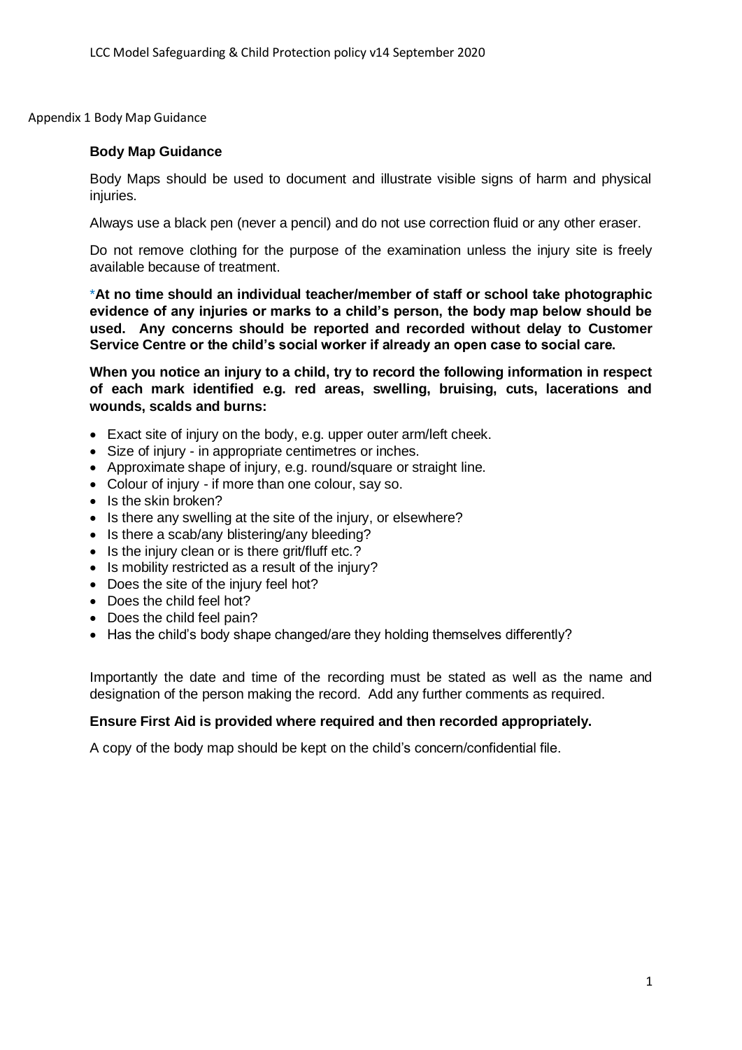Appendix 1 Body Map Guidance

## Body Map Guidance

Body Maps should be used to document and illustrate visible signs of harm and physical injuries.

Always use a black pen (never a pencil) and do not use correction fluid or any other eraser.

Do not remove clothing for the purpose of the examination unless the injury site is freely available because of treatment.

*__At no time should an individual teacher/member of staff or school take photographic evidence of any injuries or marks to a child's person, the body map below should be used. Any concerns should be reported and recorded without delay to Customer Service Centre or the child's social worker if already an open case to social care.__

**When you notice an injury to a child, try to record the following information in respect of each mark identified e.g. red areas, swelling, bruising, cuts, lacerations and wounds, scalds and burns:**

- Exact site of injury on the body, e.g. upper outer arm/left cheek.
- Size of injury - in appropriate centimetres or inches.
- Approximate shape of injury, e.g. round/square or straight line.
- Colour of injury - if more than one colour, say so.
- Is the skin broken?
- Is there any swelling at the site of the injury, or elsewhere?
- Is there a scab/any blistering/any bleeding?
- Is the injury clean or is there grit/fluff etc.?
- Is mobility restricted as a result of the injury?
- Does the site of the injury feel hot?
- Does the child feel hot?
- Does the child feel pain?
- Has the child's body shape changed/are they holding themselves differently?

Importantly the date and time of the recording must be stated as well as the name and designation of the person making the record. Add any further comments as required.

**Ensure First Aid is provided where required and then recorded appropriately.**

A copy of the body map should be kept on the child's concern/confidential file.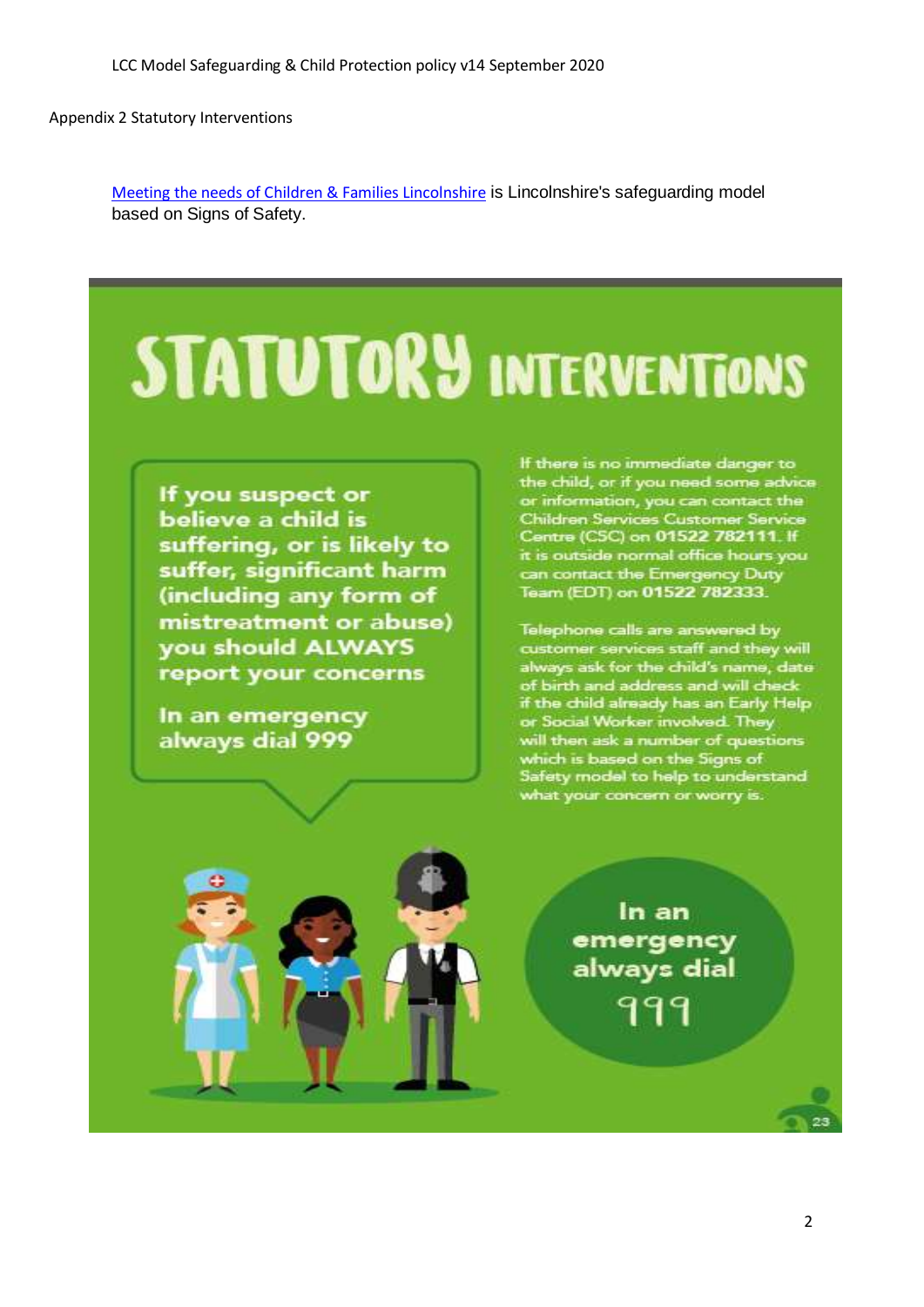Appendix 2 Statutory Interventions

[Meeting the needs of Children & Families Lincolnshire] is Lincolnshire's safeguarding model based on Signs of Safety.

# STATUTORY INTERVENTIONS

**If you suspect or believe a child is suffering, or is likely to suffer, significant harm (including any form of mistreatment or abuse) you should ALWAYS report your concerns**

**In an emergency always dial 999**

If there is no immediate danger to the child, or if you need some advice or information, you can contact the Children Services Customer Service Centre (CSC) on **01522 782111**. If it is outside normal office hours you can contact the Emergency Duty Team (EDT) on **01522 782333**.

Telephone calls are answered by customer services staff and they will always ask for the child's name, date of birth and address and will check if the child already has an Early Help or Social Worker involved. They will then ask a number of questions which is based on the Signs of Safety model to help to understand what your concern or worry is.

**In an emergency always dial 999**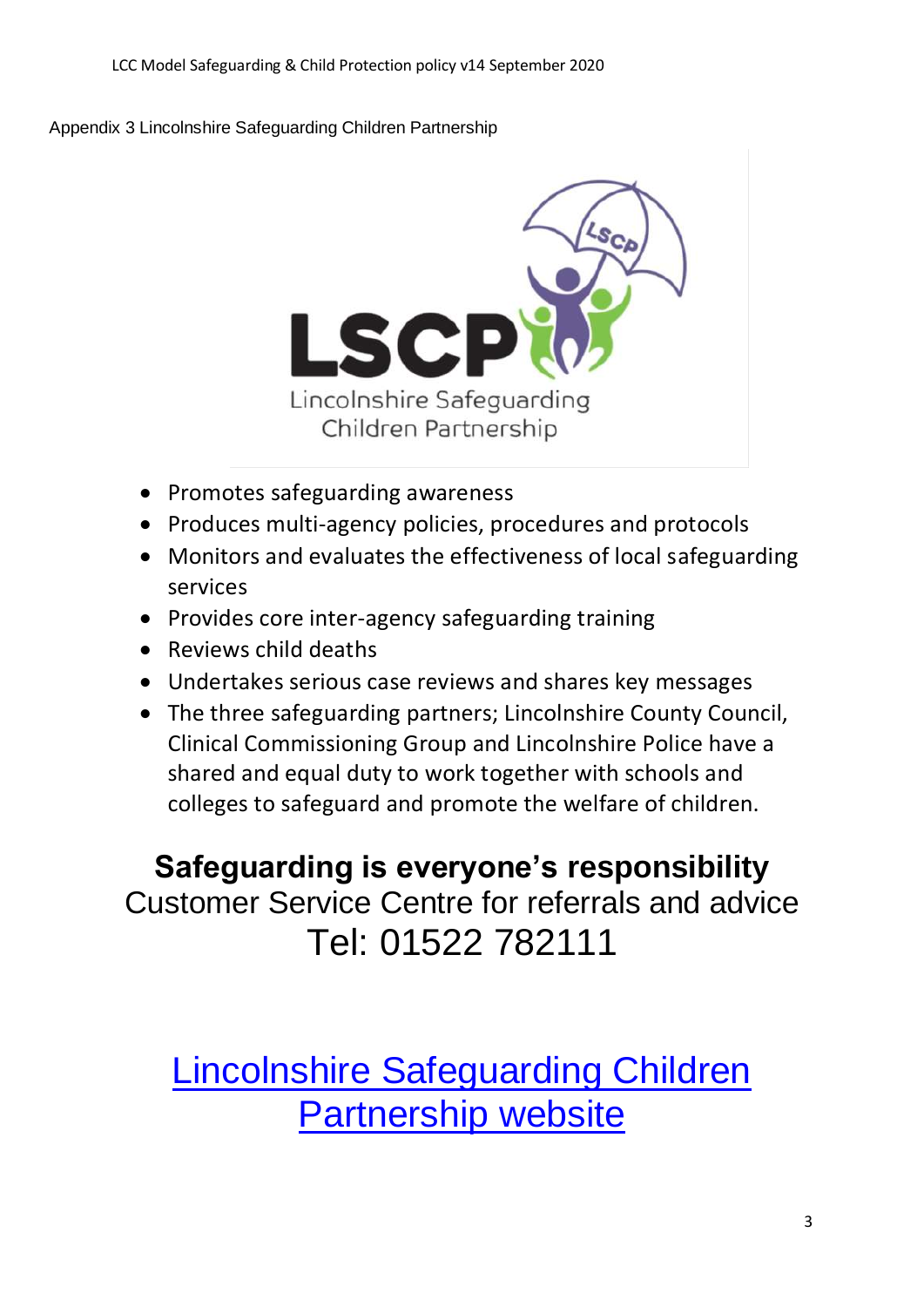Appendix 3 Lincolnshire Safeguarding Children Partnership

- Promotes safeguarding awareness
- Produces multi-agency policies, procedures and protocols
- Monitors and evaluates the effectiveness of local safeguarding services
- Provides core inter-agency safeguarding training
- Reviews child deaths
- Undertakes serious case reviews and shares key messages
- The three safeguarding partners; Lincolnshire County Council, Clinical Commissioning Group and Lincolnshire Police have a shared and equal duty to work together with schools and colleges to safeguard and promote the welfare of children.

**Safeguarding is everyone's responsibility**

Customer Service Centre for referrals and advice

Tel: 01522 782111

[Lincolnshire Safeguarding Children Partnership website]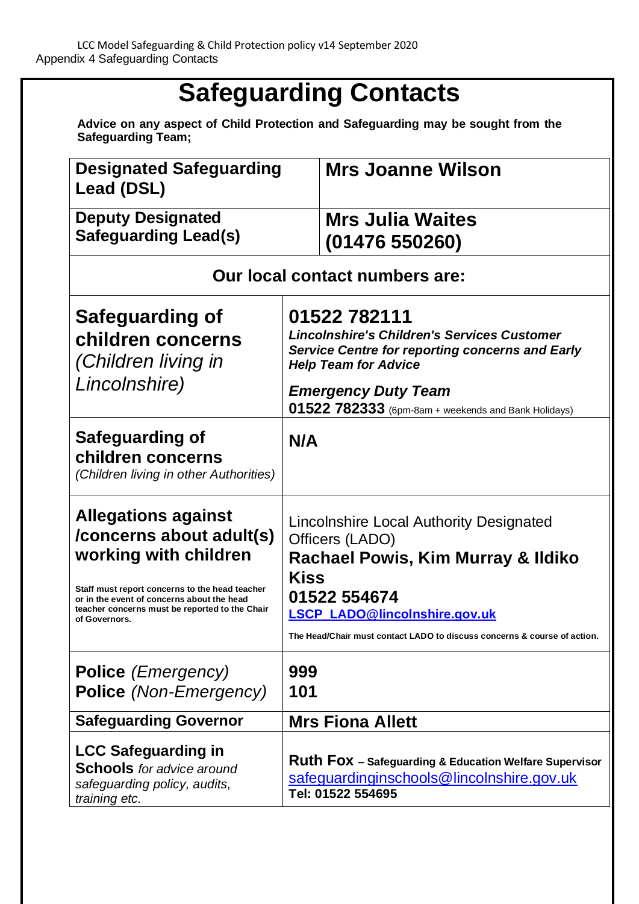LCC Model Safeguarding & Child Protection policy v14 September 2020
Appendix 4 Safeguarding Contacts

# Safeguarding Contacts

**Advice on any aspect of Child Protection and Safeguarding may be sought from the Safeguarding Team;**

| **Designated Safeguarding Lead (DSL)** | **Mrs Joanne Wilson** |
|---|---|
| **Deputy Designated Safeguarding Lead(s)** | **Mrs Julia Waites (01476 550260)** |

**Our local contact numbers are:**

| | |
|---|---|
| **Safeguarding of children concerns** *(Children living in Lincolnshire)* | **01522 782111** ***Lincolnshire's Children's Services Customer Service Centre for reporting concerns and Early Help Team for Advice*** <br><br> ***Emergency Duty Team*** **01522 782333** (6pm-8am + weekends and Bank Holidays) |
| **Safeguarding of children concerns** *(Children living in other Authorities)* | **N/A** |
| **Allegations against /concerns about adult(s) working with children** <br><br> **Staff must report concerns to the head teacher or in the event of concerns about the head teacher concerns must be reported to the Chair of Governors.** | Lincolnshire Local Authority Designated Officers (LADO) **Rachael Powis, Kim Murray & Ildiko Kiss** **01522 554674** **LSCP_LADO@lincolnshire.gov.uk** <br><br> **The Head/Chair must contact LADO to discuss concerns & course of action.** |
| **Police** *(Emergency)* <br> **Police** *(Non-Emergency)* | **999** <br> **101** |
| **Safeguarding Governor** | **Mrs Fiona Allett** |
| **LCC Safeguarding in Schools** *for advice around safeguarding policy, audits, training etc.* | **Ruth Fox** – **Safeguarding & Education Welfare Supervisor** safeguardinginschools@lincolnshire.gov.uk **Tel: 01522 554695** |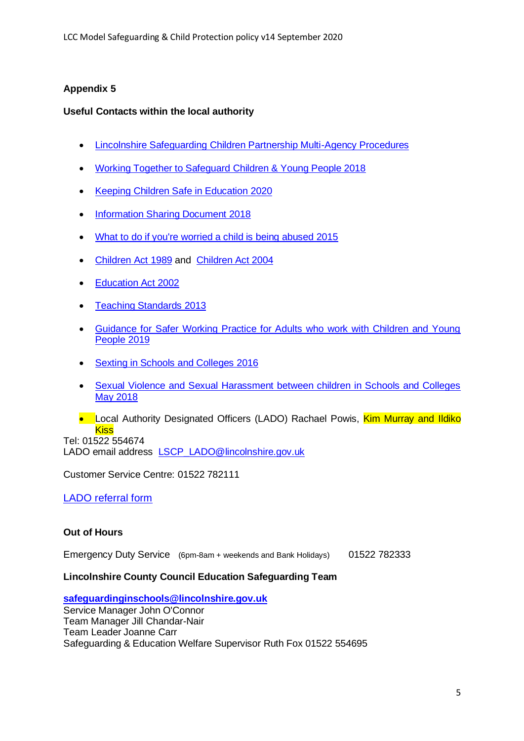**Appendix 5**

**Useful Contacts within the local authority**

- Lincolnshire Safeguarding Children Partnership Multi-Agency Procedures
- Working Together to Safeguard Children & Young People 2018
- Keeping Children Safe in Education 2020
- Information Sharing Document 2018
- What to do if you're worried a child is being abused 2015
- Children Act 1989 and Children Act 2004
- Education Act 2002
- Teaching Standards 2013
- Guidance for Safer Working Practice for Adults who work with Children and Young People 2019
- Sexting in Schools and Colleges 2016
- Sexual Violence and Sexual Harassment between children in Schools and Colleges May 2018
- Local Authority Designated Officers (LADO) Rachael Powis, Kim Murray and Ildiko Kiss

Tel: 01522 554674
LADO email address LSCP_LADO@lincolnshire.gov.uk

Customer Service Centre: 01522 782111

LADO referral form

**Out of Hours**

Emergency Duty Service (6pm-8am + weekends and Bank Holidays) 01522 782333

**Lincolnshire County Council Education Safeguarding Team**

**safeguardinginschools@lincolnshire.gov.uk**
Service Manager John O'Connor
Team Manager Jill Chandar-Nair
Team Leader Joanne Carr
Safeguarding & Education Welfare Supervisor Ruth Fox 01522 554695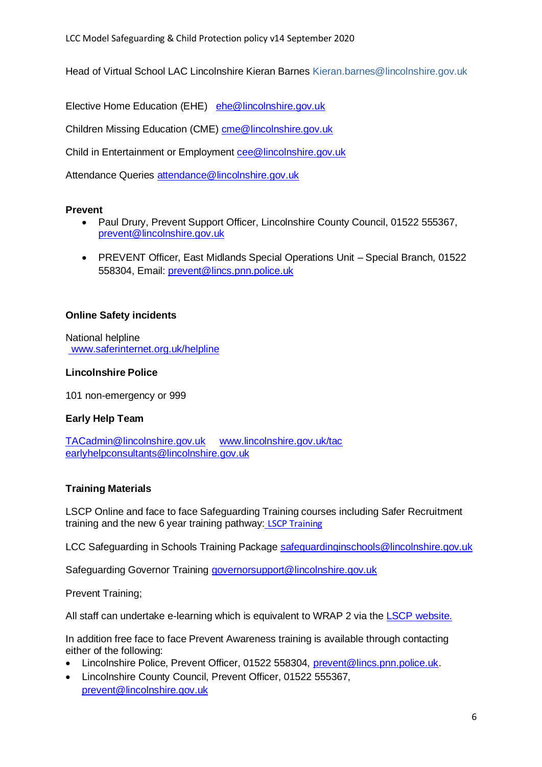Head of Virtual School LAC Lincolnshire Kieran Barnes Kieran.barnes@lincolnshire.gov.uk

Elective Home Education (EHE) ehe@lincolnshire.gov.uk

Children Missing Education (CME) cme@lincolnshire.gov.uk

Child in Entertainment or Employment cee@lincolnshire.gov.uk

Attendance Queries attendance@lincolnshire.gov.uk

**Prevent**

- Paul Drury, Prevent Support Officer, Lincolnshire County Council, 01522 555367, prevent@lincolnshire.gov.uk
- PREVENT Officer, East Midlands Special Operations Unit – Special Branch, 01522 558304, Email: prevent@lincs.pnn.police.uk

**Online Safety incidents**

National helpline
www.saferinternet.org.uk/helpline

**Lincolnshire Police**

101 non-emergency or 999

**Early Help Team**

TACadmin@lincolnshire.gov.uk www.lincolnshire.gov.uk/tac
earlyhelpconsultants@lincolnshire.gov.uk

**Training Materials**

LSCP Online and face to face Safeguarding Training courses including Safer Recruitment training and the new 6 year training pathway: LSCP Training

LCC Safeguarding in Schools Training Package safeguardinginschools@lincolnshire.gov.uk

Safeguarding Governor Training governorsupport@lincolnshire.gov.uk

Prevent Training;

All staff can undertake e-learning which is equivalent to WRAP 2 via the LSCP website.

In addition free face to face Prevent Awareness training is available through contacting either of the following:

- Lincolnshire Police, Prevent Officer, 01522 558304, prevent@lincs.pnn.police.uk.
- Lincolnshire County Council, Prevent Officer, 01522 555367, prevent@lincolnshire.gov.uk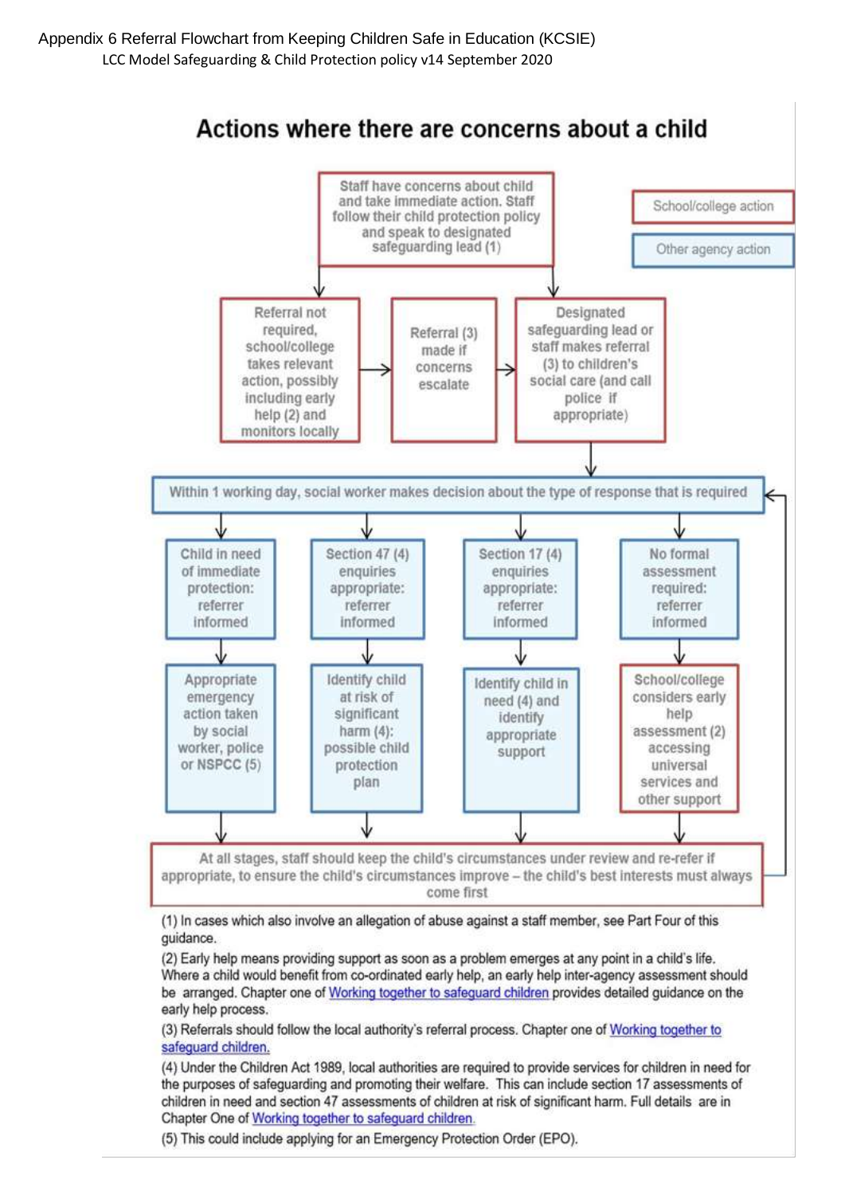Appendix 6 Referral Flowchart from Keeping Children Safe in Education (KCSIE)

LCC Model Safeguarding & Child Protection policy v14 September 2020

## Actions where there are concerns about a child

School/college action

Other agency action

Staff have concerns about child and take immediate action. Staff follow their child protection policy and speak to designated safeguarding lead (1)

Referral not required, school/college takes relevant action, possibly including early help (2) and monitors locally

Referral (3) made if concerns escalate

Designated safeguarding lead or staff makes referral (3) to children's social care (and call police if appropriate)

Within 1 working day, social worker makes decision about the type of response that is required

Child in need of immediate protection: referrer informed

Section 47 (4) enquiries appropriate: referrer informed

Section 17 (4) enquiries appropriate: referrer informed

No formal assessment required: referrer informed

Appropriate emergency action taken by social worker, police or NSPCC (5)

Identify child at risk of significant harm (4): possible child protection plan

Identify child in need (4) and identify appropriate support

School/college considers early help assessment (2) accessing universal services and other support

At all stages, staff should keep the child's circumstances under review and re-refer if appropriate, to ensure the child's circumstances improve – the child's best interests must always come first

(1) In cases which also involve an allegation of abuse against a staff member, see Part Four of this guidance.

(2) Early help means providing support as soon as a problem emerges at any point in a child's life. Where a child would benefit from co-ordinated early help, an early help inter-agency assessment should be arranged. Chapter one of Working together to safeguard children provides detailed guidance on the early help process.

(3) Referrals should follow the local authority's referral process. Chapter one of Working together to safeguard children.

(4) Under the Children Act 1989, local authorities are required to provide services for children in need for the purposes of safeguarding and promoting their welfare. This can include section 17 assessments of children in need and section 47 assessments of children at risk of significant harm. Full details are in Chapter One of Working together to safeguard children.

(5) This could include applying for an Emergency Protection Order (EPO).